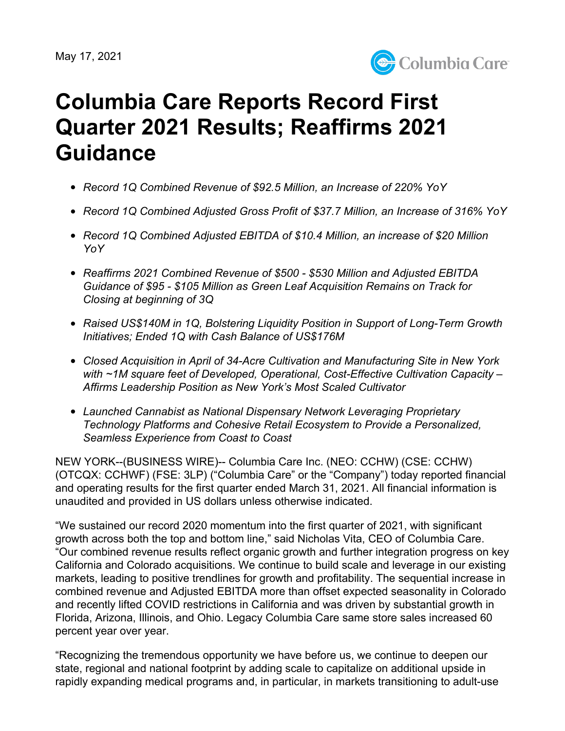May 17, 2021

# Columbia Care Reports Record First Quarter 2021 Results; Reaffirms 2021 Guidance

- *Record 1Q Combined Revenue of $92.5 Million, an Increase of 220% YoY*
- *Record 1Q Combined Adjusted Gross Profit of $37.7 Million, an Increase of 316% YoY*
- *Record 1Q Combined Adjusted EBITDA of $10.4 Million, an increase of $20 Million YoY*
- *Reaffirms 2021 Combined Revenue of $500 - $530 Million and Adjusted EBITDA Guidance of $95 - $105 Million as Green Leaf Acquisition Remains on Track for Closing at beginning of 3Q*
- *Raised US$140M in 1Q, Bolstering Liquidity Position in Support of Long-Term Growth Initiatives; Ended 1Q with Cash Balance of US$176M*
- *Closed Acquisition in April of 34-Acre Cultivation and Manufacturing Site in New York with ~1M square feet of Developed, Operational, Cost-Effective Cultivation Capacity – Affirms Leadership Position as New York's Most Scaled Cultivator*
- *Launched Cannabist as National Dispensary Network Leveraging Proprietary Technology Platforms and Cohesive Retail Ecosystem to Provide a Personalized, Seamless Experience from Coast to Coast*

NEW YORK--(BUSINESS WIRE)-- Columbia Care Inc. (NEO: CCHW) (CSE: CCHW) (OTCQX: CCHWF) (FSE: 3LP) ("Columbia Care" or the "Company") today reported financial and operating results for the first quarter ended March 31, 2021. All financial information is unaudited and provided in US dollars unless otherwise indicated.

"We sustained our record 2020 momentum into the first quarter of 2021, with significant growth across both the top and bottom line," said Nicholas Vita, CEO of Columbia Care. "Our combined revenue results reflect organic growth and further integration progress on key California and Colorado acquisitions. We continue to build scale and leverage in our existing markets, leading to positive trendlines for growth and profitability. The sequential increase in combined revenue and Adjusted EBITDA more than offset expected seasonality in Colorado and recently lifted COVID restrictions in California and was driven by substantial growth in Florida, Arizona, Illinois, and Ohio. Legacy Columbia Care same store sales increased 60 percent year over year.

"Recognizing the tremendous opportunity we have before us, we continue to deepen our state, regional and national footprint by adding scale to capitalize on additional upside in rapidly expanding medical programs and, in particular, in markets transitioning to adult-use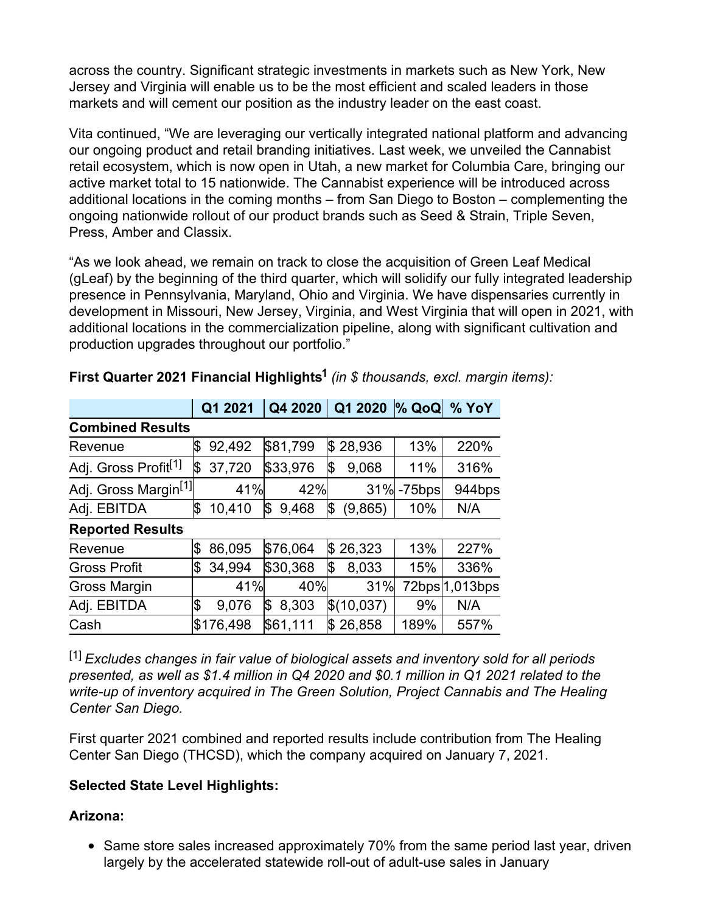across the country. Significant strategic investments in markets such as New York, New Jersey and Virginia will enable us to be the most efficient and scaled leaders in those markets and will cement our position as the industry leader on the east coast.

Vita continued, "We are leveraging our vertically integrated national platform and advancing our ongoing product and retail branding initiatives. Last week, we unveiled the Cannabist retail ecosystem, which is now open in Utah, a new market for Columbia Care, bringing our active market total to 15 nationwide. The Cannabist experience will be introduced across additional locations in the coming months – from San Diego to Boston – complementing the ongoing nationwide rollout of our product brands such as Seed & Strain, Triple Seven, Press, Amber and Classix.

"As we look ahead, we remain on track to close the acquisition of Green Leaf Medical (gLeaf) by the beginning of the third quarter, which will solidify our fully integrated leadership presence in Pennsylvania, Maryland, Ohio and Virginia. We have dispensaries currently in development in Missouri, New Jersey, Virginia, and West Virginia that will open in 2021, with additional locations in the commercialization pipeline, along with significant cultivation and production upgrades throughout our portfolio."

**First Quarter 2021 Financial Highlights[1]** *(in $ thousands, excl. margin items):*

| | Q1 2021 | Q4 2020 | Q1 2020 | % QoQ | % YoY |
|---|---|---|---|---|---|
| **Combined Results** | | | | | |
| Revenue | $ 92,492 | $81,799 | $ 28,936 | 13% | 220% |
| Adj. Gross Profit[1] | $ 37,720 | $33,976 | $ 9,068 | 11% | 316% |
| Adj. Gross Margin[1] | 41% | 42% | 31% | -75bps | 944bps |
| Adj. EBITDA | $ 10,410 | $ 9,468 | $ (9,865) | 10% | N/A |
| **Reported Results** | | | | | |
| Revenue | $ 86,095 | $76,064 | $ 26,323 | 13% | 227% |
| Gross Profit | $ 34,994 | $30,368 | $ 8,033 | 15% | 336% |
| Gross Margin | 41% | 40% | 31% | 72bps | 1,013bps |
| Adj. EBITDA | $ 9,076 | $ 8,303 | $(10,037) | 9% | N/A |
| Cash | $176,498 | $61,111 | $ 26,858 | 189% | 557% |

[1] *Excludes changes in fair value of biological assets and inventory sold for all periods presented, as well as $1.4 million in Q4 2020 and $0.1 million in Q1 2021 related to the write-up of inventory acquired in The Green Solution, Project Cannabis and The Healing Center San Diego.*

First quarter 2021 combined and reported results include contribution from The Healing Center San Diego (THCSD), which the company acquired on January 7, 2021.

**Selected State Level Highlights:**

**Arizona:**

- Same store sales increased approximately 70% from the same period last year, driven largely by the accelerated statewide roll-out of adult-use sales in January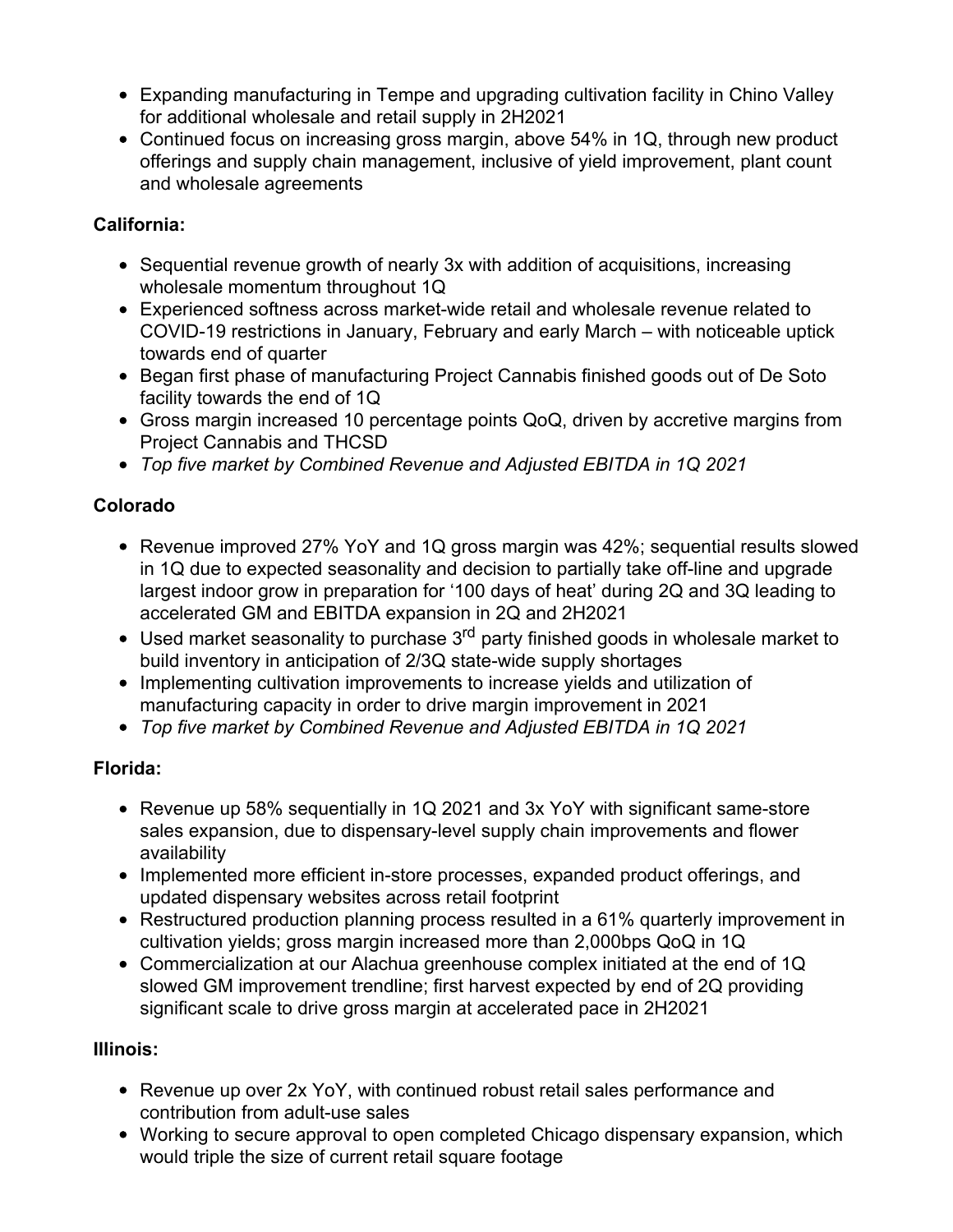- Expanding manufacturing in Tempe and upgrading cultivation facility in Chino Valley for additional wholesale and retail supply in 2H2021
- Continued focus on increasing gross margin, above 54% in 1Q, through new product offerings and supply chain management, inclusive of yield improvement, plant count and wholesale agreements

**California:**

- Sequential revenue growth of nearly 3x with addition of acquisitions, increasing wholesale momentum throughout 1Q
- Experienced softness across market-wide retail and wholesale revenue related to COVID-19 restrictions in January, February and early March – with noticeable uptick towards end of quarter
- Began first phase of manufacturing Project Cannabis finished goods out of De Soto facility towards the end of 1Q
- Gross margin increased 10 percentage points QoQ, driven by accretive margins from Project Cannabis and THCSD
- *Top five market by Combined Revenue and Adjusted EBITDA in 1Q 2021*

**Colorado**

- Revenue improved 27% YoY and 1Q gross margin was 42%; sequential results slowed in 1Q due to expected seasonality and decision to partially take off-line and upgrade largest indoor grow in preparation for '100 days of heat' during 2Q and 3Q leading to accelerated GM and EBITDA expansion in 2Q and 2H2021
- Used market seasonality to purchase 3rd party finished goods in wholesale market to build inventory in anticipation of 2/3Q state-wide supply shortages
- Implementing cultivation improvements to increase yields and utilization of manufacturing capacity in order to drive margin improvement in 2021
- *Top five market by Combined Revenue and Adjusted EBITDA in 1Q 2021*

**Florida:**

- Revenue up 58% sequentially in 1Q 2021 and 3x YoY with significant same-store sales expansion, due to dispensary-level supply chain improvements and flower availability
- Implemented more efficient in-store processes, expanded product offerings, and updated dispensary websites across retail footprint
- Restructured production planning process resulted in a 61% quarterly improvement in cultivation yields; gross margin increased more than 2,000bps QoQ in 1Q
- Commercialization at our Alachua greenhouse complex initiated at the end of 1Q slowed GM improvement trendline; first harvest expected by end of 2Q providing significant scale to drive gross margin at accelerated pace in 2H2021

**Illinois:**

- Revenue up over 2x YoY, with continued robust retail sales performance and contribution from adult-use sales
- Working to secure approval to open completed Chicago dispensary expansion, which would triple the size of current retail square footage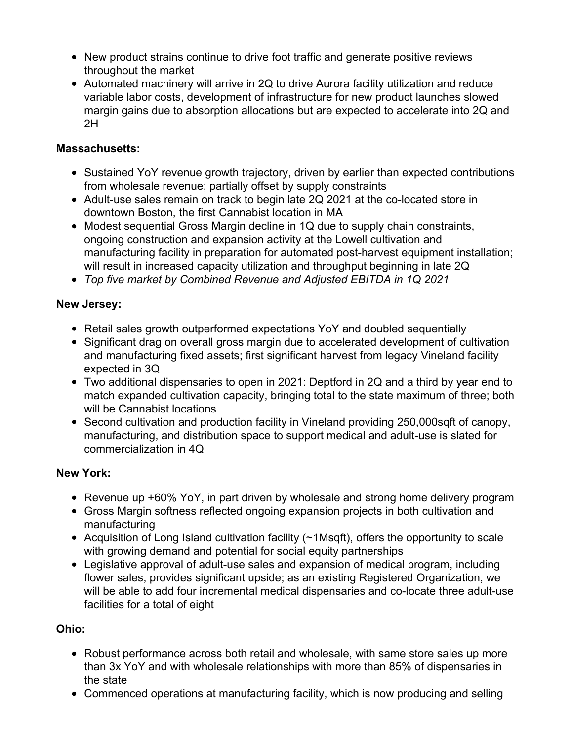- New product strains continue to drive foot traffic and generate positive reviews throughout the market
- Automated machinery will arrive in 2Q to drive Aurora facility utilization and reduce variable labor costs, development of infrastructure for new product launches slowed margin gains due to absorption allocations but are expected to accelerate into 2Q and 2H

**Massachusetts:**

- Sustained YoY revenue growth trajectory, driven by earlier than expected contributions from wholesale revenue; partially offset by supply constraints
- Adult-use sales remain on track to begin late 2Q 2021 at the co-located store in downtown Boston, the first Cannabist location in MA
- Modest sequential Gross Margin decline in 1Q due to supply chain constraints, ongoing construction and expansion activity at the Lowell cultivation and manufacturing facility in preparation for automated post-harvest equipment installation; will result in increased capacity utilization and throughput beginning in late 2Q
- *Top five market by Combined Revenue and Adjusted EBITDA in 1Q 2021*

**New Jersey:**

- Retail sales growth outperformed expectations YoY and doubled sequentially
- Significant drag on overall gross margin due to accelerated development of cultivation and manufacturing fixed assets; first significant harvest from legacy Vineland facility expected in 3Q
- Two additional dispensaries to open in 2021: Deptford in 2Q and a third by year end to match expanded cultivation capacity, bringing total to the state maximum of three; both will be Cannabist locations
- Second cultivation and production facility in Vineland providing 250,000sqft of canopy, manufacturing, and distribution space to support medical and adult-use is slated for commercialization in 4Q

**New York:**

- Revenue up +60% YoY, in part driven by wholesale and strong home delivery program
- Gross Margin softness reflected ongoing expansion projects in both cultivation and manufacturing
- Acquisition of Long Island cultivation facility (~1Msqft), offers the opportunity to scale with growing demand and potential for social equity partnerships
- Legislative approval of adult-use sales and expansion of medical program, including flower sales, provides significant upside; as an existing Registered Organization, we will be able to add four incremental medical dispensaries and co-locate three adult-use facilities for a total of eight

**Ohio:**

- Robust performance across both retail and wholesale, with same store sales up more than 3x YoY and with wholesale relationships with more than 85% of dispensaries in the state
- Commenced operations at manufacturing facility, which is now producing and selling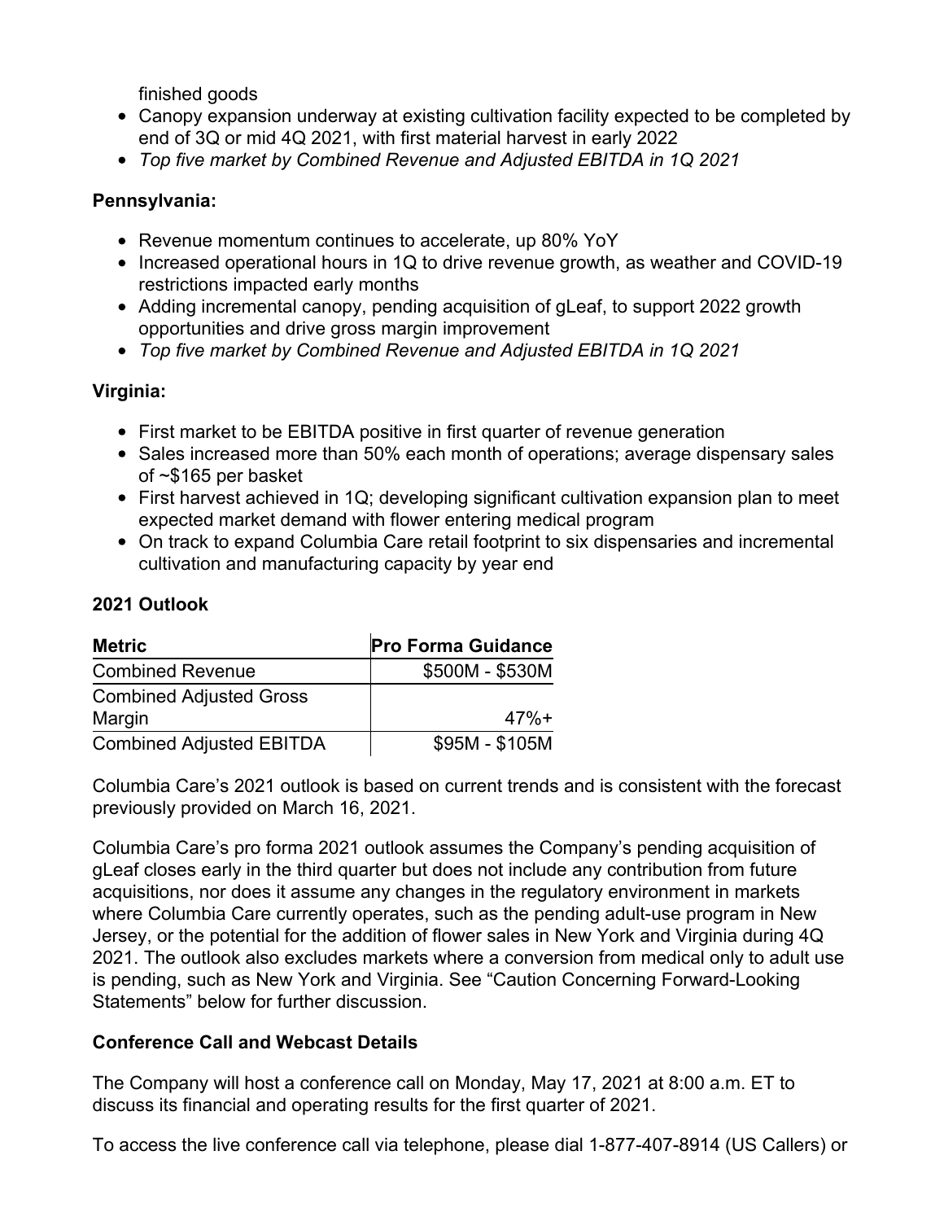finished goods

- Canopy expansion underway at existing cultivation facility expected to be completed by end of 3Q or mid 4Q 2021, with first material harvest in early 2022
- *Top five market by Combined Revenue and Adjusted EBITDA in 1Q 2021*

**Pennsylvania:**

- Revenue momentum continues to accelerate, up 80% YoY
- Increased operational hours in 1Q to drive revenue growth, as weather and COVID-19 restrictions impacted early months
- Adding incremental canopy, pending acquisition of gLeaf, to support 2022 growth opportunities and drive gross margin improvement
- *Top five market by Combined Revenue and Adjusted EBITDA in 1Q 2021*

**Virginia:**

- First market to be EBITDA positive in first quarter of revenue generation
- Sales increased more than 50% each month of operations; average dispensary sales of ~$165 per basket
- First harvest achieved in 1Q; developing significant cultivation expansion plan to meet expected market demand with flower entering medical program
- On track to expand Columbia Care retail footprint to six dispensaries and incremental cultivation and manufacturing capacity by year end

**2021 Outlook**

| Metric | Pro Forma Guidance |
|---|---|
| Combined Revenue | $500M - $530M |
| Combined Adjusted Gross Margin | 47%+ |
| Combined Adjusted EBITDA | $95M - $105M |

Columbia Care's 2021 outlook is based on current trends and is consistent with the forecast previously provided on March 16, 2021.

Columbia Care's pro forma 2021 outlook assumes the Company's pending acquisition of gLeaf closes early in the third quarter but does not include any contribution from future acquisitions, nor does it assume any changes in the regulatory environment in markets where Columbia Care currently operates, such as the pending adult-use program in New Jersey, or the potential for the addition of flower sales in New York and Virginia during 4Q 2021. The outlook also excludes markets where a conversion from medical only to adult use is pending, such as New York and Virginia. See "Caution Concerning Forward-Looking Statements" below for further discussion.

**Conference Call and Webcast Details**

The Company will host a conference call on Monday, May 17, 2021 at 8:00 a.m. ET to discuss its financial and operating results for the first quarter of 2021.

To access the live conference call via telephone, please dial 1-877-407-8914 (US Callers) or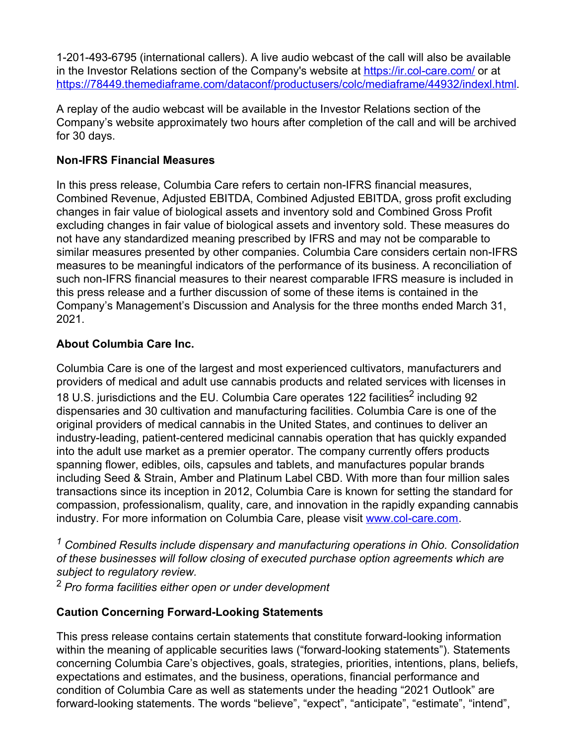1-201-493-6795 (international callers). A live audio webcast of the call will also be available in the Investor Relations section of the Company's website at https://ir.col-care.com/ or at https://78449.themediaframe.com/dataconf/productusers/colc/mediaframe/44932/indexl.html.

A replay of the audio webcast will be available in the Investor Relations section of the Company's website approximately two hours after completion of the call and will be archived for 30 days.

**Non-IFRS Financial Measures**

In this press release, Columbia Care refers to certain non-IFRS financial measures, Combined Revenue, Adjusted EBITDA, Combined Adjusted EBITDA, gross profit excluding changes in fair value of biological assets and inventory sold and Combined Gross Profit excluding changes in fair value of biological assets and inventory sold. These measures do not have any standardized meaning prescribed by IFRS and may not be comparable to similar measures presented by other companies. Columbia Care considers certain non-IFRS measures to be meaningful indicators of the performance of its business. A reconciliation of such non-IFRS financial measures to their nearest comparable IFRS measure is included in this press release and a further discussion of some of these items is contained in the Company's Management's Discussion and Analysis for the three months ended March 31, 2021.

**About Columbia Care Inc.**

Columbia Care is one of the largest and most experienced cultivators, manufacturers and providers of medical and adult use cannabis products and related services with licenses in 18 U.S. jurisdictions and the EU. Columbia Care operates 122 facilities[2] including 92 dispensaries and 30 cultivation and manufacturing facilities. Columbia Care is one of the original providers of medical cannabis in the United States, and continues to deliver an industry-leading, patient-centered medicinal cannabis operation that has quickly expanded into the adult use market as a premier operator. The company currently offers products spanning flower, edibles, oils, capsules and tablets, and manufactures popular brands including Seed & Strain, Amber and Platinum Label CBD. With more than four million sales transactions since its inception in 2012, Columbia Care is known for setting the standard for compassion, professionalism, quality, care, and innovation in the rapidly expanding cannabis industry. For more information on Columbia Care, please visit www.col-care.com.

[1] *Combined Results include dispensary and manufacturing operations in Ohio. Consolidation of these businesses will follow closing of executed purchase option agreements which are subject to regulatory review.*
[2] *Pro forma facilities either open or under development*

**Caution Concerning Forward-Looking Statements**

This press release contains certain statements that constitute forward-looking information within the meaning of applicable securities laws ("forward-looking statements"). Statements concerning Columbia Care's objectives, goals, strategies, priorities, intentions, plans, beliefs, expectations and estimates, and the business, operations, financial performance and condition of Columbia Care as well as statements under the heading "2021 Outlook" are forward-looking statements. The words "believe", "expect", "anticipate", "estimate", "intend",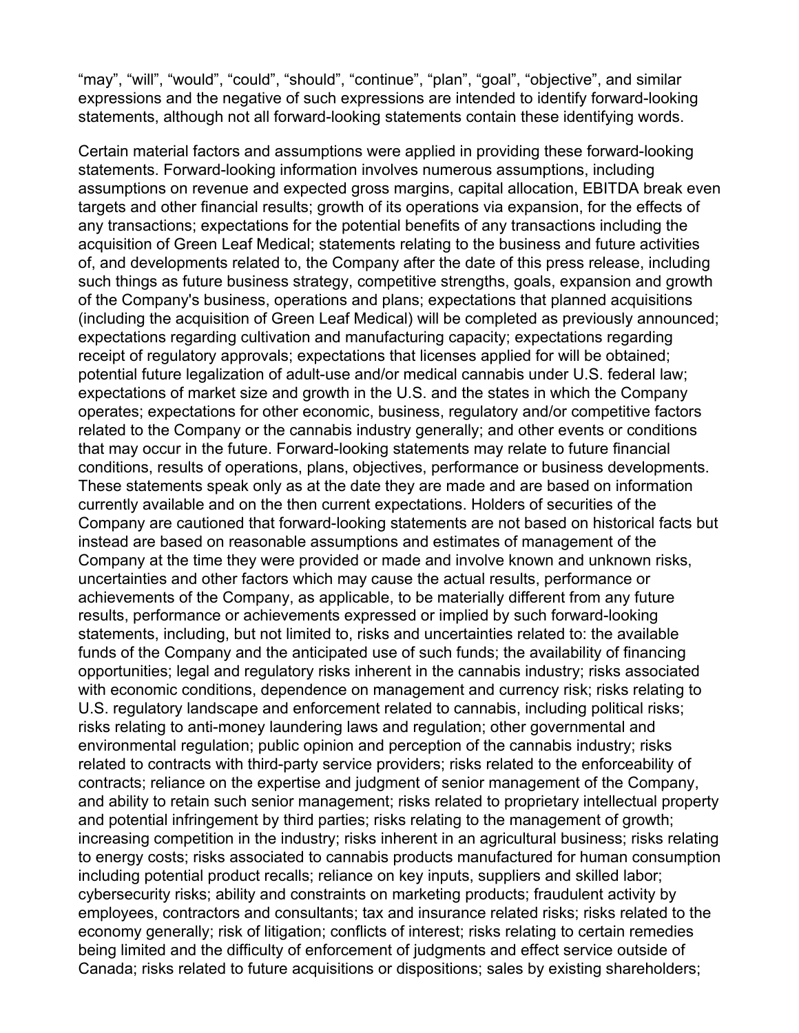“may”, “will”, “would”, “could”, “should”, “continue”, “plan”, “goal”, “objective”, and similar expressions and the negative of such expressions are intended to identify forward-looking statements, although not all forward-looking statements contain these identifying words.

Certain material factors and assumptions were applied in providing these forward-looking statements. Forward-looking information involves numerous assumptions, including assumptions on revenue and expected gross margins, capital allocation, EBITDA break even targets and other financial results; growth of its operations via expansion, for the effects of any transactions; expectations for the potential benefits of any transactions including the acquisition of Green Leaf Medical; statements relating to the business and future activities of, and developments related to, the Company after the date of this press release, including such things as future business strategy, competitive strengths, goals, expansion and growth of the Company's business, operations and plans; expectations that planned acquisitions (including the acquisition of Green Leaf Medical) will be completed as previously announced; expectations regarding cultivation and manufacturing capacity; expectations regarding receipt of regulatory approvals; expectations that licenses applied for will be obtained; potential future legalization of adult-use and/or medical cannabis under U.S. federal law; expectations of market size and growth in the U.S. and the states in which the Company operates; expectations for other economic, business, regulatory and/or competitive factors related to the Company or the cannabis industry generally; and other events or conditions that may occur in the future. Forward-looking statements may relate to future financial conditions, results of operations, plans, objectives, performance or business developments. These statements speak only as at the date they are made and are based on information currently available and on the then current expectations. Holders of securities of the Company are cautioned that forward-looking statements are not based on historical facts but instead are based on reasonable assumptions and estimates of management of the Company at the time they were provided or made and involve known and unknown risks, uncertainties and other factors which may cause the actual results, performance or achievements of the Company, as applicable, to be materially different from any future results, performance or achievements expressed or implied by such forward-looking statements, including, but not limited to, risks and uncertainties related to: the available funds of the Company and the anticipated use of such funds; the availability of financing opportunities; legal and regulatory risks inherent in the cannabis industry; risks associated with economic conditions, dependence on management and currency risk; risks relating to U.S. regulatory landscape and enforcement related to cannabis, including political risks; risks relating to anti-money laundering laws and regulation; other governmental and environmental regulation; public opinion and perception of the cannabis industry; risks related to contracts with third-party service providers; risks related to the enforceability of contracts; reliance on the expertise and judgment of senior management of the Company, and ability to retain such senior management; risks related to proprietary intellectual property and potential infringement by third parties; risks relating to the management of growth; increasing competition in the industry; risks inherent in an agricultural business; risks relating to energy costs; risks associated to cannabis products manufactured for human consumption including potential product recalls; reliance on key inputs, suppliers and skilled labor; cybersecurity risks; ability and constraints on marketing products; fraudulent activity by employees, contractors and consultants; tax and insurance related risks; risks related to the economy generally; risk of litigation; conflicts of interest; risks relating to certain remedies being limited and the difficulty of enforcement of judgments and effect service outside of Canada; risks related to future acquisitions or dispositions; sales by existing shareholders;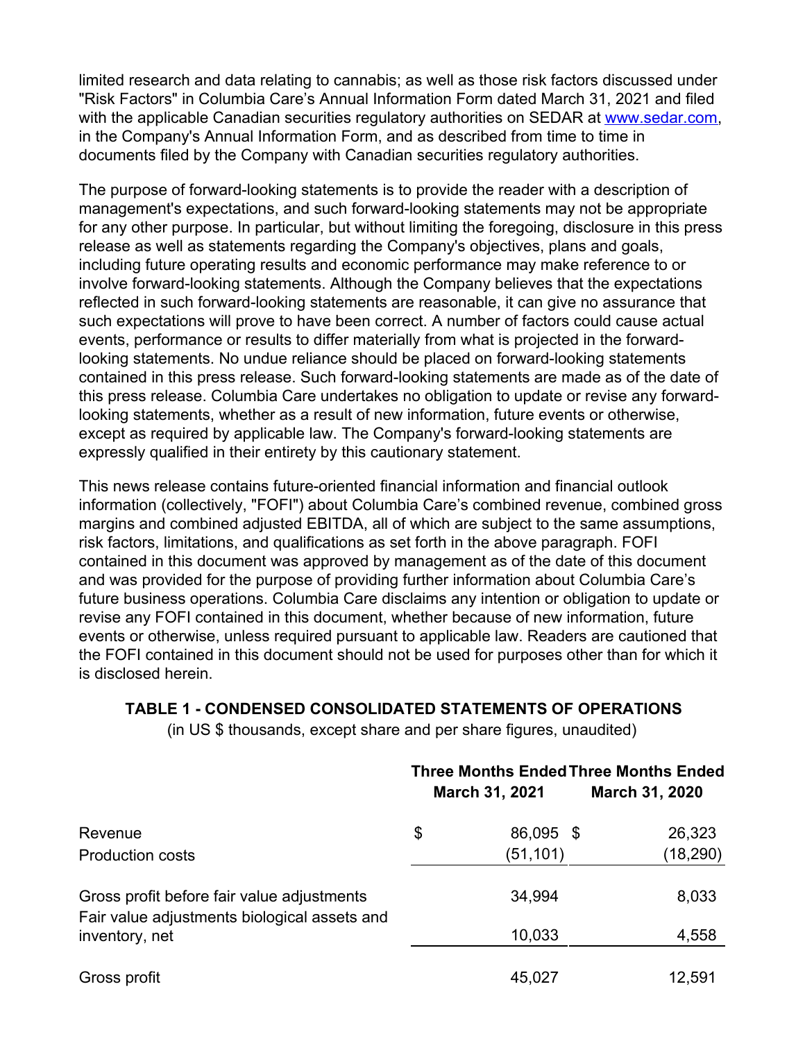limited research and data relating to cannabis; as well as those risk factors discussed under "Risk Factors" in Columbia Care's Annual Information Form dated March 31, 2021 and filed with the applicable Canadian securities regulatory authorities on SEDAR at www.sedar.com, in the Company's Annual Information Form, and as described from time to time in documents filed by the Company with Canadian securities regulatory authorities.

The purpose of forward-looking statements is to provide the reader with a description of management's expectations, and such forward-looking statements may not be appropriate for any other purpose. In particular, but without limiting the foregoing, disclosure in this press release as well as statements regarding the Company's objectives, plans and goals, including future operating results and economic performance may make reference to or involve forward-looking statements. Although the Company believes that the expectations reflected in such forward-looking statements are reasonable, it can give no assurance that such expectations will prove to have been correct. A number of factors could cause actual events, performance or results to differ materially from what is projected in the forward-looking statements. No undue reliance should be placed on forward-looking statements contained in this press release. Such forward-looking statements are made as of the date of this press release. Columbia Care undertakes no obligation to update or revise any forward-looking statements, whether as a result of new information, future events or otherwise, except as required by applicable law. The Company's forward-looking statements are expressly qualified in their entirety by this cautionary statement.

This news release contains future-oriented financial information and financial outlook information (collectively, "FOFI") about Columbia Care's combined revenue, combined gross margins and combined adjusted EBITDA, all of which are subject to the same assumptions, risk factors, limitations, and qualifications as set forth in the above paragraph. FOFI contained in this document was approved by management as of the date of this document and was provided for the purpose of providing further information about Columbia Care's future business operations. Columbia Care disclaims any intention or obligation to update or revise any FOFI contained in this document, whether because of new information, future events or otherwise, unless required pursuant to applicable law. Readers are cautioned that the FOFI contained in this document should not be used for purposes other than for which it is disclosed herein.

**TABLE 1 - CONDENSED CONSOLIDATED STATEMENTS OF OPERATIONS**

(in US $ thousands, except share and per share figures, unaudited)

| | Three Months Ended March 31, 2021 | Three Months Ended March 31, 2020 |
|---|---|---|
| Revenue | $ 86,095 | $ 26,323 |
| Production costs | (51,101) | (18,290) |
| Gross profit before fair value adjustments | 34,994 | 8,033 |
| Fair value adjustments biological assets and inventory, net | 10,033 | 4,558 |
| Gross profit | 45,027 | 12,591 |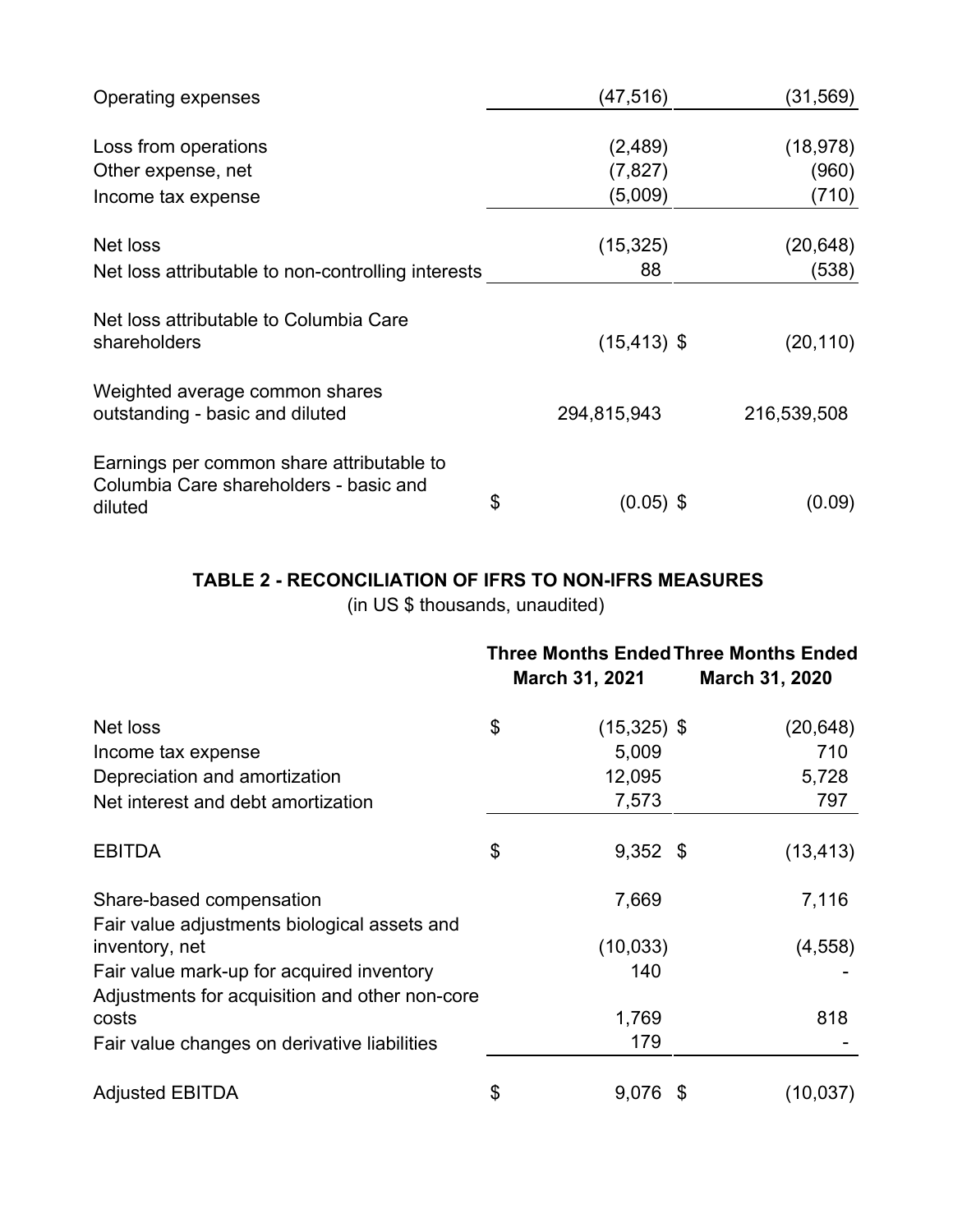| | | |
|---|---|---|
| Operating expenses | (47,516) | (31,569) |
| Loss from operations | (2,489) | (18,978) |
| Other expense, net | (7,827) | (960) |
| Income tax expense | (5,009) | (710) |
| Net loss | (15,325) | (20,648) |
| Net loss attributable to non-controlling interests | 88 | (538) |
| Net loss attributable to Columbia Care shareholders | (15,413) $ | (20,110) |
| Weighted average common shares outstanding - basic and diluted | 294,815,943 | 216,539,508 |
| Earnings per common share attributable to Columbia Care shareholders - basic and diluted | $ (0.05) $ | (0.09) |

## TABLE 2 - RECONCILIATION OF IFRS TO NON-IFRS MEASURES

(in US $ thousands, unaudited)

| | Three Months Ended March 31, 2021 | Three Months Ended March 31, 2020 |
|---|---|---|
| Net loss | $ (15,325) $ | (20,648) |
| Income tax expense | 5,009 | 710 |
| Depreciation and amortization | 12,095 | 5,728 |
| Net interest and debt amortization | 7,573 | 797 |
| EBITDA | $ 9,352 $ | (13,413) |
| Share-based compensation | 7,669 | 7,116 |
| Fair value adjustments biological assets and inventory, net | (10,033) | (4,558) |
| Fair value mark-up for acquired inventory | 140 | - |
| Adjustments for acquisition and other non-core costs | 1,769 | 818 |
| Fair value changes on derivative liabilities | 179 | - |
| Adjusted EBITDA | $ 9,076 $ | (10,037) |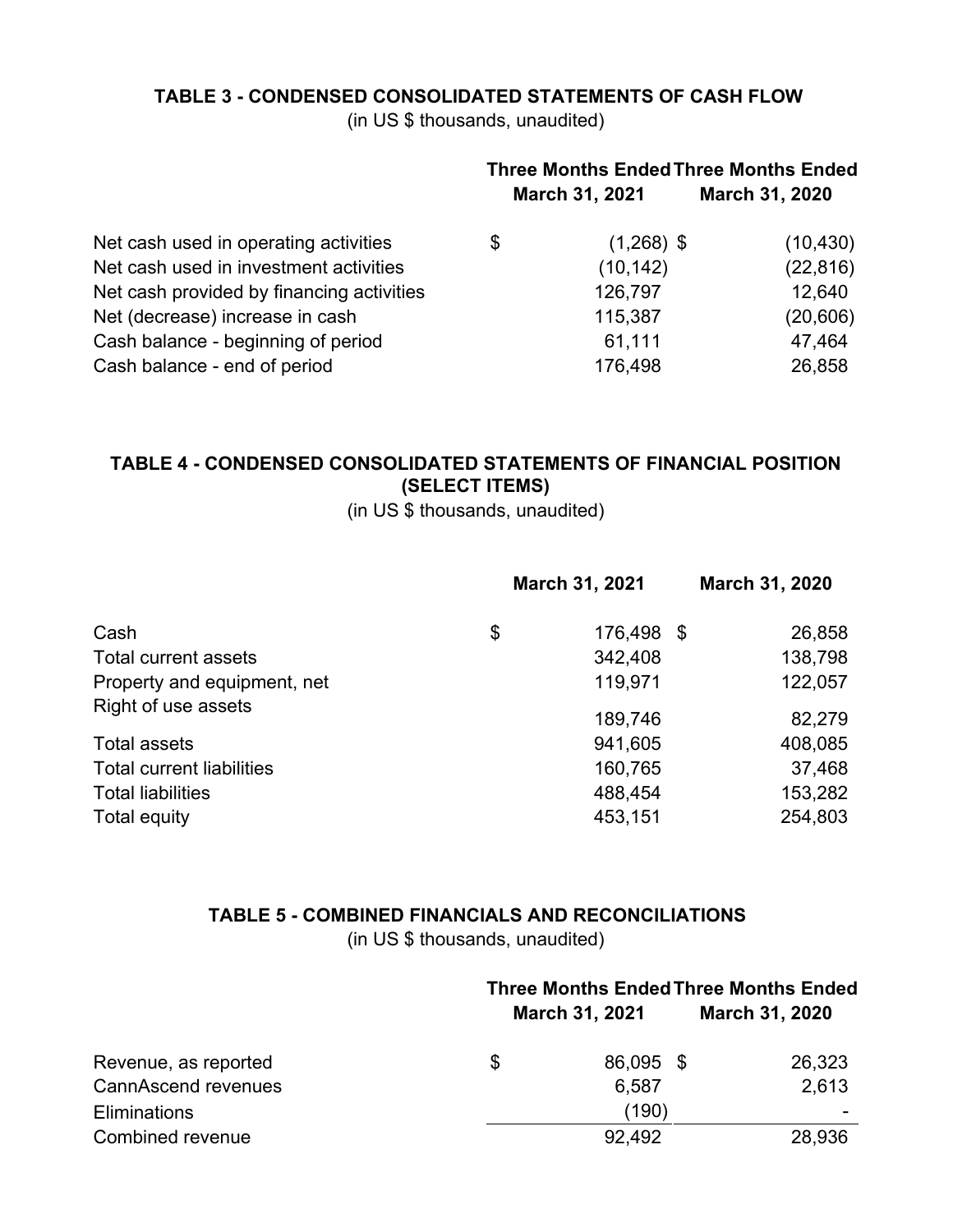## TABLE 3 - CONDENSED CONSOLIDATED STATEMENTS OF CASH FLOW

(in US $ thousands, unaudited)

| | Three Months Ended March 31, 2021 | Three Months Ended March 31, 2020 |
|---|---|---|
| Net cash used in operating activities | $ (1,268) | $ (10,430) |
| Net cash used in investment activities | (10,142) | (22,816) |
| Net cash provided by financing activities | 126,797 | 12,640 |
| Net (decrease) increase in cash | 115,387 | (20,606) |
| Cash balance - beginning of period | 61,111 | 47,464 |
| Cash balance - end of period | 176,498 | 26,858 |

## TABLE 4 - CONDENSED CONSOLIDATED STATEMENTS OF FINANCIAL POSITION (SELECT ITEMS)

(in US $ thousands, unaudited)

| | March 31, 2021 | March 31, 2020 |
|---|---|---|
| Cash | $ 176,498 | $ 26,858 |
| Total current assets | 342,408 | 138,798 |
| Property and equipment, net | 119,971 | 122,057 |
| Right of use assets | 189,746 | 82,279 |
| Total assets | 941,605 | 408,085 |
| Total current liabilities | 160,765 | 37,468 |
| Total liabilities | 488,454 | 153,282 |
| Total equity | 453,151 | 254,803 |

## TABLE 5 - COMBINED FINANCIALS AND RECONCILIATIONS

(in US $ thousands, unaudited)

| | Three Months Ended March 31, 2021 | Three Months Ended March 31, 2020 |
|---|---|---|
| Revenue, as reported | $ 86,095 | $ 26,323 |
| CannAscend revenues | 6,587 | 2,613 |
| Eliminations | (190) | - |
| Combined revenue | 92,492 | 28,936 |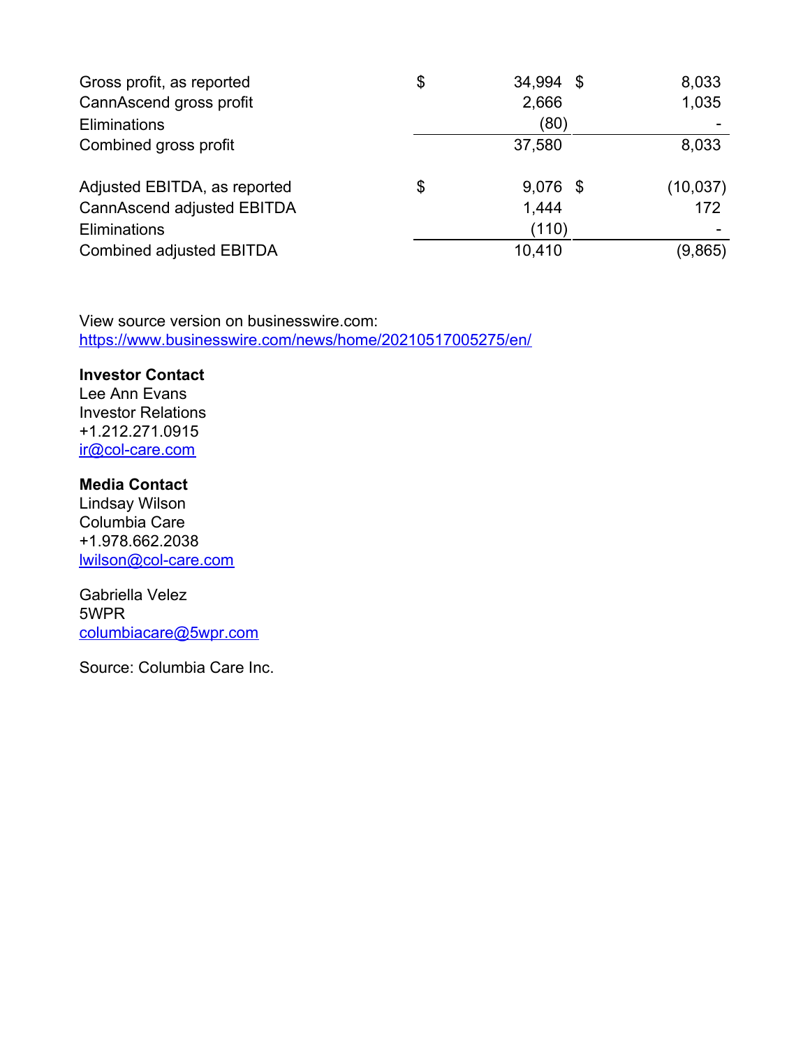| | | |
|---|---|---|
| Gross profit, as reported | $ 34,994 | $ 8,033 |
| CannAscend gross profit | 2,666 | 1,035 |
| Eliminations | (80) | - |
| Combined gross profit | 37,580 | 8,033 |
| | | |
| Adjusted EBITDA, as reported | $ 9,076 | $ (10,037) |
| CannAscend adjusted EBITDA | 1,444 | 172 |
| Eliminations | (110) | - |
| Combined adjusted EBITDA | 10,410 | (9,865) |

View source version on businesswire.com:
https://www.businesswire.com/news/home/20210517005275/en/

**Investor Contact**
Lee Ann Evans
Investor Relations
+1.212.271.0915
ir@col-care.com

**Media Contact**
Lindsay Wilson
Columbia Care
+1.978.662.2038
lwilson@col-care.com

Gabriella Velez
5WPR
columbiacare@5wpr.com

Source: Columbia Care Inc.